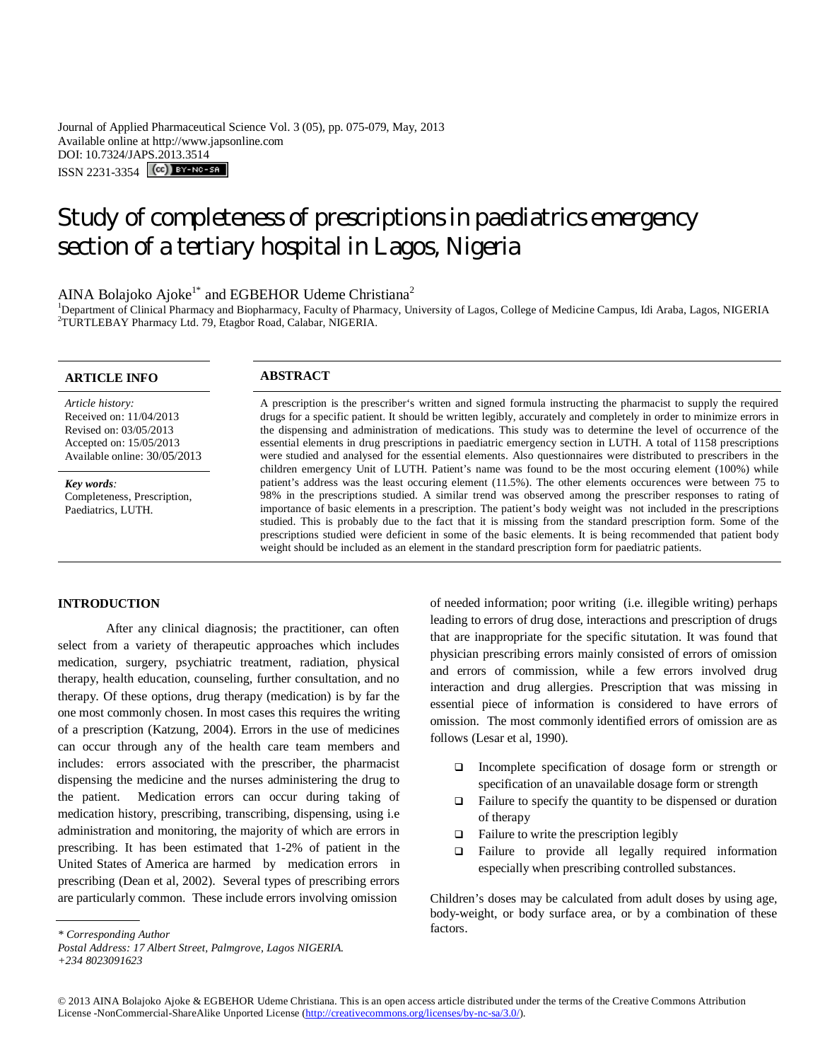Journal of Applied Pharmaceutical Science Vol. 3 (05), pp. 075-079, May, 2013
Available online at http://www.japsonline.com
DOI: 10.7324/JAPS.2013.3514
ISSN 2231-3354

# Study of completeness of prescriptions in paediatrics emergency section of a tertiary hospital in Lagos, Nigeria

AINA Bolajoko Ajoke[1*] and EGBEHOR Udeme Christiana[2]

[1]Department of Clinical Pharmacy and Biopharmacy, Faculty of Pharmacy, University of Lagos, College of Medicine Campus, Idi Araba, Lagos, NIGERIA
[2]TURTLEBAY Pharmacy Ltd. 79, Etagbor Road, Calabar, NIGERIA.

**ARTICLE INFO**

*Article history:*
Received on: 11/04/2013
Revised on: 03/05/2013
Accepted on: 15/05/2013
Available online: 30/05/2013

***Key words**:*
Completeness, Prescription, Paediatrics, LUTH.

**ABSTRACT**

A prescription is the prescriber's written and signed formula instructing the pharmacist to supply the required drugs for a specific patient. It should be written legibly, accurately and completely in order to minimize errors in the dispensing and administration of medications. This study was to determine the level of occurrence of the essential elements in drug prescriptions in paediatric emergency section in LUTH. A total of 1158 prescriptions were studied and analysed for the essential elements. Also questionnaires were distributed to prescribers in the children emergency Unit of LUTH. Patient's name was found to be the most occuring element (100%) while patient's address was the least occuring element (11.5%). The other elements occurences were between 75 to 98% in the prescriptions studied. A similar trend was observed among the prescriber responses to rating of importance of basic elements in a prescription. The patient's body weight was not included in the prescriptions studied. This is probably due to the fact that it is missing from the standard prescription form. Some of the prescriptions studied were deficient in some of the basic elements. It is being recommended that patient body weight should be included as an element in the standard prescription form for paediatric patients.

## INTRODUCTION

After any clinical diagnosis; the practitioner, can often select from a variety of therapeutic approaches which includes medication, surgery, psychiatric treatment, radiation, physical therapy, health education, counseling, further consultation, and no therapy. Of these options, drug therapy (medication) is by far the one most commonly chosen. In most cases this requires the writing of a prescription (Katzung, 2004). Errors in the use of medicines can occur through any of the health care team members and includes: errors associated with the prescriber, the pharmacist dispensing the medicine and the nurses administering the drug to the patient. Medication errors can occur during taking of medication history, prescribing, transcribing, dispensing, using i.e administration and monitoring, the majority of which are errors in prescribing. It has been estimated that 1-2% of patient in the United States of America are harmed by medication errors in prescribing (Dean et al, 2002). Several types of prescribing errors are particularly common. These include errors involving omission of needed information; poor writing (i.e. illegible writing) perhaps leading to errors of drug dose, interactions and prescription of drugs that are inappropriate for the specific situtation. It was found that physician prescribing errors mainly consisted of errors of omission and errors of commission, while a few errors involved drug interaction and drug allergies. Prescription that was missing in essential piece of information is considered to have errors of omission. The most commonly identified errors of omission are as follows (Lesar et al, 1990).

- Incomplete specification of dosage form or strength or specification of an unavailable dosage form or strength
- Failure to specify the quantity to be dispensed or duration of therapy
- Failure to write the prescription legibly
- Failure to provide all legally required information especially when prescribing controlled substances.

Children's doses may be calculated from adult doses by using age, body-weight, or body surface area, or by a combination of these factors.

*\* Corresponding Author*
*Postal Address: 17 Albert Street, Palmgrove, Lagos NIGERIA.*
*+234 8023091623*

© 2013 AINA Bolajoko Ajoke & EGBEHOR Udeme Christiana. This is an open access article distributed under the terms of the Creative Commons Attribution License -NonCommercial-ShareAlike Unported License (http://creativecommons.org/licenses/by-nc-sa/3.0/).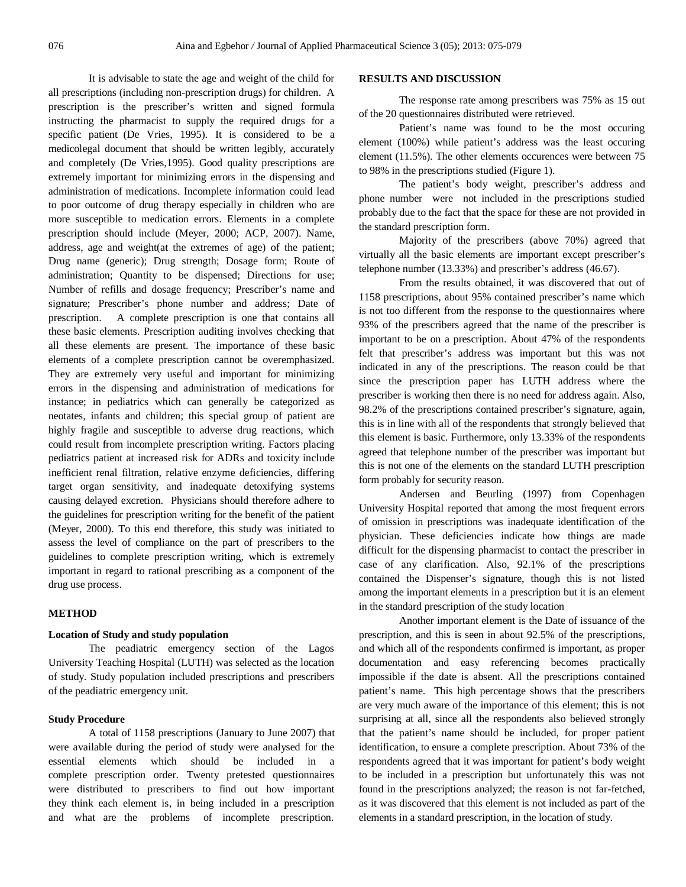It is advisable to state the age and weight of the child for all prescriptions (including non-prescription drugs) for children. A prescription is the prescriber's written and signed formula instructing the pharmacist to supply the required drugs for a specific patient (De Vries, 1995). It is considered to be a medicolegal document that should be written legibly, accurately and completely (De Vries,1995). Good quality prescriptions are extremely important for minimizing errors in the dispensing and administration of medications. Incomplete information could lead to poor outcome of drug therapy especially in children who are more susceptible to medication errors. Elements in a complete prescription should include (Meyer, 2000; ACP, 2007). Name, address, age and weight(at the extremes of age) of the patient; Drug name (generic); Drug strength; Dosage form; Route of administration; Quantity to be dispensed; Directions for use; Number of refills and dosage frequency; Prescriber's name and signature; Prescriber's phone number and address; Date of prescription. A complete prescription is one that contains all these basic elements. Prescription auditing involves checking that all these elements are present. The importance of these basic elements of a complete prescription cannot be overemphasized. They are extremely very useful and important for minimizing errors in the dispensing and administration of medications for instance; in pediatrics which can generally be categorized as neotates, infants and children; this special group of patient are highly fragile and susceptible to adverse drug reactions, which could result from incomplete prescription writing. Factors placing pediatrics patient at increased risk for ADRs and toxicity include inefficient renal filtration, relative enzyme deficiencies, differing target organ sensitivity, and inadequate detoxifying systems causing delayed excretion. Physicians should therefore adhere to the guidelines for prescription writing for the benefit of the patient (Meyer, 2000). To this end therefore, this study was initiated to assess the level of compliance on the part of prescribers to the guidelines to complete prescription writing, which is extremely important in regard to rational prescribing as a component of the drug use process.

## METHOD

### Location of Study and study population

The peadiatric emergency section of the Lagos University Teaching Hospital (LUTH) was selected as the location of study. Study population included prescriptions and prescribers of the peadiatric emergency unit.

### Study Procedure

A total of 1158 prescriptions (January to June 2007) that were available during the period of study were analysed for the essential elements which should be included in a complete prescription order. Twenty pretested questionnaires were distributed to prescribers to find out how important they think each element is, in being included in a prescription and what are the problems of incomplete prescription.

## RESULTS AND DISCUSSION

The response rate among prescribers was 75% as 15 out of the 20 questionnaires distributed were retrieved.

Patient's name was found to be the most occuring element (100%) while patient's address was the least occuring element (11.5%). The other elements occurences were between 75 to 98% in the prescriptions studied (Figure 1).

The patient's body weight, prescriber's address and phone number were not included in the prescriptions studied probably due to the fact that the space for these are not provided in the standard prescription form.

Majority of the prescribers (above 70%) agreed that virtually all the basic elements are important except prescriber's telephone number (13.33%) and prescriber's address (46.67).

From the results obtained, it was discovered that out of 1158 prescriptions, about 95% contained prescriber's name which is not too different from the response to the questionnaires where 93% of the prescribers agreed that the name of the prescriber is important to be on a prescription. About 47% of the respondents felt that prescriber's address was important but this was not indicated in any of the prescriptions. The reason could be that since the prescription paper has LUTH address where the prescriber is working then there is no need for address again. Also, 98.2% of the prescriptions contained prescriber's signature, again, this is in line with all of the respondents that strongly believed that this element is basic. Furthermore, only 13.33% of the respondents agreed that telephone number of the prescriber was important but this is not one of the elements on the standard LUTH prescription form probably for security reason.

Andersen and Beurling (1997) from Copenhagen University Hospital reported that among the most frequent errors of omission in prescriptions was inadequate identification of the physician. These deficiencies indicate how things are made difficult for the dispensing pharmacist to contact the prescriber in case of any clarification. Also, 92.1% of the prescriptions contained the Dispenser's signature, though this is not listed among the important elements in a prescription but it is an element in the standard prescription of the study location

Another important element is the Date of issuance of the prescription, and this is seen in about 92.5% of the prescriptions, and which all of the respondents confirmed is important, as proper documentation and easy referencing becomes practically impossible if the date is absent. All the prescriptions contained patient's name. This high percentage shows that the prescribers are very much aware of the importance of this element; this is not surprising at all, since all the respondents also believed strongly that the patient's name should be included, for proper patient identification, to ensure a complete prescription. About 73% of the respondents agreed that it was important for patient's body weight to be included in a prescription but unfortunately this was not found in the prescriptions analyzed; the reason is not far-fetched, as it was discovered that this element is not included as part of the elements in a standard prescription, in the location of study.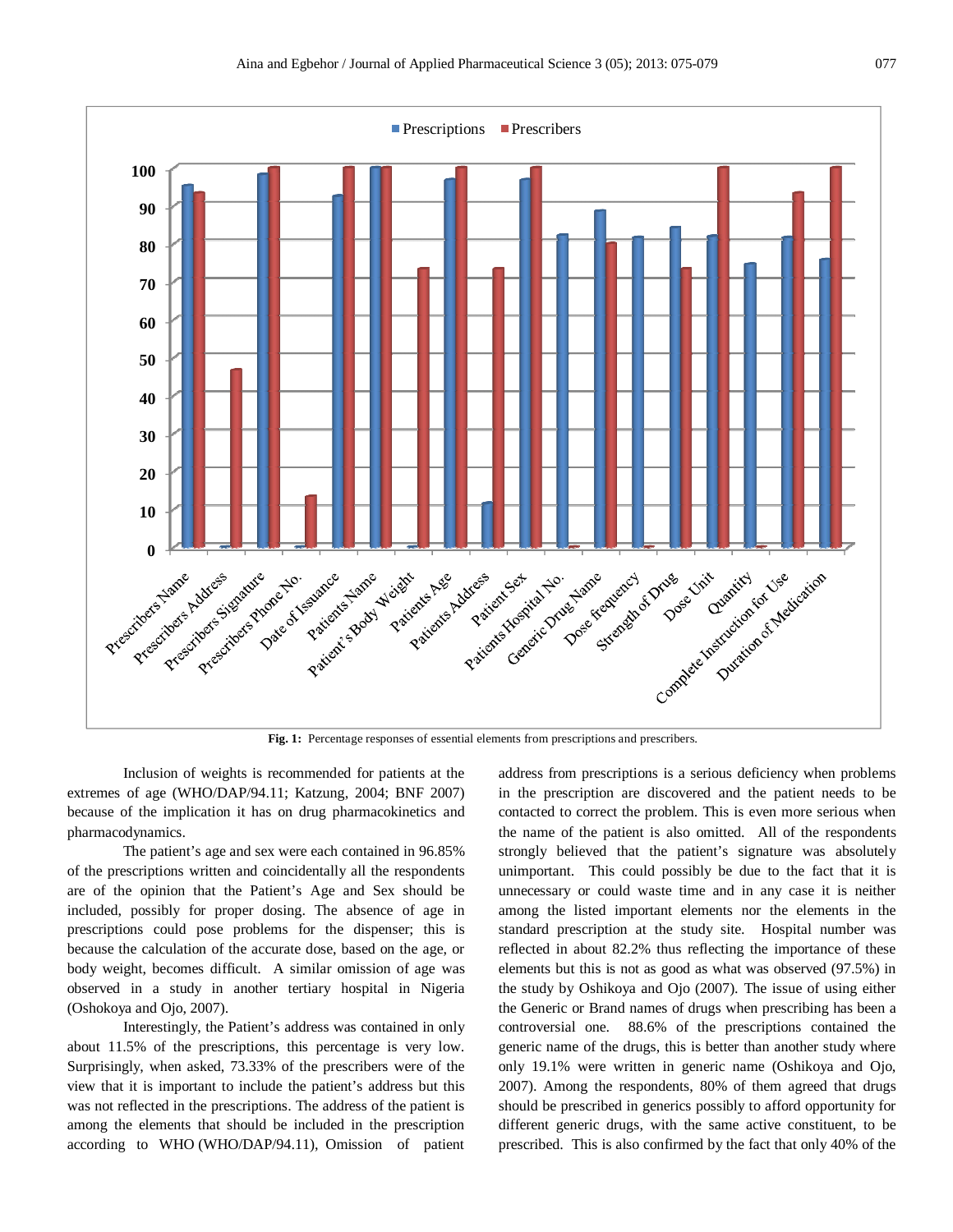Fig. 1: Percentage responses of essential elements from prescriptions and prescribers.

Inclusion of weights is recommended for patients at the extremes of age (WHO/DAP/94.11; Katzung, 2004; BNF 2007) because of the implication it has on drug pharmacokinetics and pharmacodynamics.

The patient's age and sex were each contained in 96.85% of the prescriptions written and coincidentally all the respondents are of the opinion that the Patient's Age and Sex should be included, possibly for proper dosing. The absence of age in prescriptions could pose problems for the dispenser; this is because the calculation of the accurate dose, based on the age, or body weight, becomes difficult. A similar omission of age was observed in a study in another tertiary hospital in Nigeria (Oshokoya and Ojo, 2007).

Interestingly, the Patient's address was contained in only about 11.5% of the prescriptions, this percentage is very low. Surprisingly, when asked, 73.33% of the prescribers were of the view that it is important to include the patient's address but this was not reflected in the prescriptions. The address of the patient is among the elements that should be included in the prescription according to WHO (WHO/DAP/94.11), Omission of patient address from prescriptions is a serious deficiency when problems in the prescription are discovered and the patient needs to be contacted to correct the problem. This is even more serious when the name of the patient is also omitted. All of the respondents strongly believed that the patient's signature was absolutely unimportant. This could possibly be due to the fact that it is unnecessary or could waste time and in any case it is neither among the listed important elements nor the elements in the standard prescription at the study site. Hospital number was reflected in about 82.2% thus reflecting the importance of these elements but this is not as good as what was observed (97.5%) in the study by Oshikoya and Ojo (2007). The issue of using either the Generic or Brand names of drugs when prescribing has been a controversial one. 88.6% of the prescriptions contained the generic name of the drugs, this is better than another study where only 19.1% were written in generic name (Oshikoya and Ojo, 2007). Among the respondents, 80% of them agreed that drugs should be prescribed in generics possibly to afford opportunity for different generic drugs, with the same active constituent, to be prescribed. This is also confirmed by the fact that only 40% of the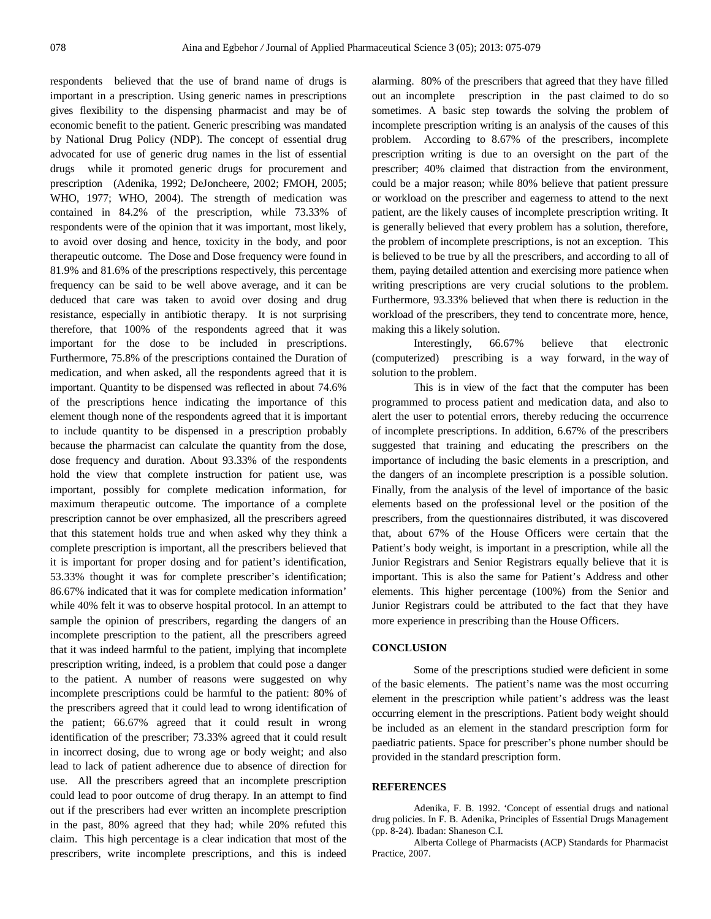respondents believed that the use of brand name of drugs is important in a prescription. Using generic names in prescriptions gives flexibility to the dispensing pharmacist and may be of economic benefit to the patient. Generic prescribing was mandated by National Drug Policy (NDP). The concept of essential drug advocated for use of generic drug names in the list of essential drugs while it promoted generic drugs for procurement and prescription (Adenika, 1992; DeJoncheere, 2002; FMOH, 2005; WHO, 1977; WHO, 2004). The strength of medication was contained in 84.2% of the prescription, while 73.33% of respondents were of the opinion that it was important, most likely, to avoid over dosing and hence, toxicity in the body, and poor therapeutic outcome. The Dose and Dose frequency were found in 81.9% and 81.6% of the prescriptions respectively, this percentage frequency can be said to be well above average, and it can be deduced that care was taken to avoid over dosing and drug resistance, especially in antibiotic therapy. It is not surprising therefore, that 100% of the respondents agreed that it was important for the dose to be included in prescriptions. Furthermore, 75.8% of the prescriptions contained the Duration of medication, and when asked, all the respondents agreed that it is important. Quantity to be dispensed was reflected in about 74.6% of the prescriptions hence indicating the importance of this element though none of the respondents agreed that it is important to include quantity to be dispensed in a prescription probably because the pharmacist can calculate the quantity from the dose, dose frequency and duration. About 93.33% of the respondents hold the view that complete instruction for patient use, was important, possibly for complete medication information, for maximum therapeutic outcome. The importance of a complete prescription cannot be over emphasized, all the prescribers agreed that this statement holds true and when asked why they think a complete prescription is important, all the prescribers believed that it is important for proper dosing and for patient's identification, 53.33% thought it was for complete prescriber's identification; 86.67% indicated that it was for complete medication information' while 40% felt it was to observe hospital protocol. In an attempt to sample the opinion of prescribers, regarding the dangers of an incomplete prescription to the patient, all the prescribers agreed that it was indeed harmful to the patient, implying that incomplete prescription writing, indeed, is a problem that could pose a danger to the patient. A number of reasons were suggested on why incomplete prescriptions could be harmful to the patient: 80% of the prescribers agreed that it could lead to wrong identification of the patient; 66.67% agreed that it could result in wrong identification of the prescriber; 73.33% agreed that it could result in incorrect dosing, due to wrong age or body weight; and also lead to lack of patient adherence due to absence of direction for use. All the prescribers agreed that an incomplete prescription could lead to poor outcome of drug therapy. In an attempt to find out if the prescribers had ever written an incomplete prescription in the past, 80% agreed that they had; while 20% refuted this claim. This high percentage is a clear indication that most of the prescribers, write incomplete prescriptions, and this is indeed alarming. 80% of the prescribers that agreed that they have filled out an incomplete prescription in the past claimed to do so sometimes. A basic step towards the solving the problem of incomplete prescription writing is an analysis of the causes of this problem. According to 8.67% of the prescribers, incomplete prescription writing is due to an oversight on the part of the prescriber; 40% claimed that distraction from the environment, could be a major reason; while 80% believe that patient pressure or workload on the prescriber and eagerness to attend to the next patient, are the likely causes of incomplete prescription writing. It is generally believed that every problem has a solution, therefore, the problem of incomplete prescriptions, is not an exception. This is believed to be true by all the prescribers, and according to all of them, paying detailed attention and exercising more patience when writing prescriptions are very crucial solutions to the problem. Furthermore, 93.33% believed that when there is reduction in the workload of the prescribers, they tend to concentrate more, hence, making this a likely solution.

Interestingly, 66.67% believe that electronic (computerized) prescribing is a way forward, in the way of solution to the problem.

This is in view of the fact that the computer has been programmed to process patient and medication data, and also to alert the user to potential errors, thereby reducing the occurrence of incomplete prescriptions. In addition, 6.67% of the prescribers suggested that training and educating the prescribers on the importance of including the basic elements in a prescription, and the dangers of an incomplete prescription is a possible solution. Finally, from the analysis of the level of importance of the basic elements based on the professional level or the position of the prescribers, from the questionnaires distributed, it was discovered that, about 67% of the House Officers were certain that the Patient's body weight, is important in a prescription, while all the Junior Registrars and Senior Registrars equally believe that it is important. This is also the same for Patient's Address and other elements. This higher percentage (100%) from the Senior and Junior Registrars could be attributed to the fact that they have more experience in prescribing than the House Officers.

## CONCLUSION

Some of the prescriptions studied were deficient in some of the basic elements. The patient's name was the most occurring element in the prescription while patient's address was the least occurring element in the prescriptions. Patient body weight should be included as an element in the standard prescription form for paediatric patients. Space for prescriber's phone number should be provided in the standard prescription form.

## REFERENCES

Adenika, F. B. 1992. 'Concept of essential drugs and national drug policies. In F. B. Adenika, Principles of Essential Drugs Management (pp. 8-24). Ibadan: Shaneson C.I.

Alberta College of Pharmacists (ACP) Standards for Pharmacist Practice, 2007.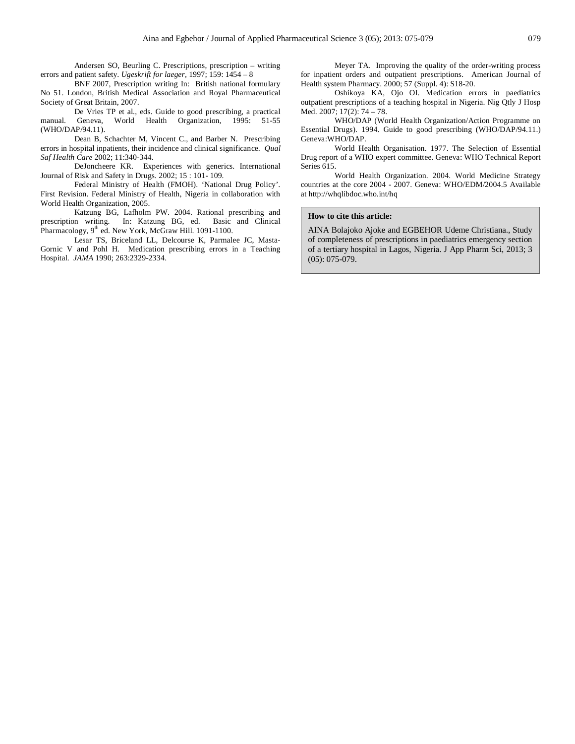Andersen SO, Beurling C. Prescriptions, prescription – writing errors and patient safety. *Ugeskrift for laeger*, 1997; 159: 1454 – 8

BNF 2007, Prescription writing In: British national formulary No 51. London, British Medical Association and Royal Pharmaceutical Society of Great Britain, 2007.

De Vries TP et al., eds. Guide to good prescribing, a practical manual. Geneva, World Health Organization, 1995: 51-55 (WHO/DAP/94.11).

Dean B, Schachter M, Vincent C., and Barber N. Prescribing errors in hospital inpatients, their incidence and clinical significance. *Qual Saf Health Care* 2002; 11:340-344.

DeJoncheere KR. Experiences with generics. International Journal of Risk and Safety in Drugs. 2002; 15 : 101- 109.

Federal Ministry of Health (FMOH). 'National Drug Policy'. First Revision. Federal Ministry of Health, Nigeria in collaboration with World Health Organization, 2005.

Katzung BG, Lafholm PW. 2004. Rational prescribing and prescription writing. In: Katzung BG, ed. Basic and Clinical Pharmacology, 9th ed. New York, McGraw Hill. 1091-1100.

Lesar TS, Briceland LL, Delcourse K, Parmalee JC, Masta-Gornic V and Pohl H. Medication prescribing errors in a Teaching Hospital. *JAMA* 1990; 263:2329-2334.

Meyer TA. Improving the quality of the order-writing process for inpatient orders and outpatient prescriptions. American Journal of Health system Pharmacy. 2000; 57 (Suppl. 4): S18-20.

Oshikoya KA, Ojo OI. Medication errors in paediatrics outpatient prescriptions of a teaching hospital in Nigeria. Nig Qtly J Hosp Med. 2007; 17(2): 74 – 78.

WHO/DAP (World Health Organization/Action Programme on Essential Drugs). 1994. Guide to good prescribing (WHO/DAP/94.11.) Geneva:WHO/DAP.

World Health Organisation. 1977. The Selection of Essential Drug report of a WHO expert committee. Geneva: WHO Technical Report Series 615.

World Health Organization. 2004. World Medicine Strategy countries at the core 2004 - 2007. Geneva: WHO/EDM/2004.5 Available at http://whqlibdoc.who.int/hq

**How to cite this article:**

AINA Bolajoko Ajoke and EGBEHOR Udeme Christiana., Study of completeness of prescriptions in paediatrics emergency section of a tertiary hospital in Lagos, Nigeria. J App Pharm Sci, 2013; 3 (05): 075-079.